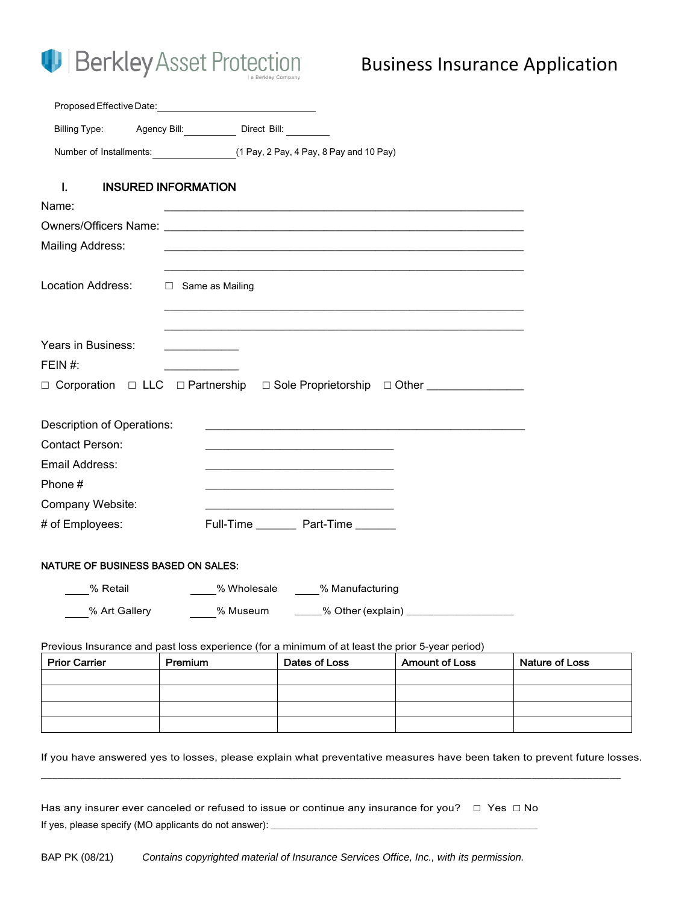Berkley Asset Protection | a Berkley Company

# Business Insurance Application

Proposed Effective Date: ______________________________

Billing Type: Agency Bill: __________ Direct Bill: ________

Number of Installments: ________________ (1 Pay, 2 Pay, 4 Pay, 8 Pay and 10 Pay)

## I. INSURED INFORMATION

Name: ____________________________________________________________

Owners/Officers Name: ____________________________________________________________

Mailing Address: ____________________________________________________________

____________________________________________________________

Location Address: ☐ Same as Mailing

____________________________________________________________

____________________________________________________________

Years in Business: ____________

FEIN #: ____________

☐ Corporation ☐ LLC ☐ Partnership ☐ Sole Proprietorship ☐ Other _______________

Description of Operations: ______________________________________________________

Contact Person: ________________________________

Email Address: ________________________________

Phone # ________________________________

Company Website: ________________________________

# of Employees: Full-Time _______ Part-Time _______

**NATURE OF BUSINESS BASED ON SALES:**

____% Retail ____% Wholesale ____% Manufacturing

____% Art Gallery ____% Museum _____% Other (explain) __________________

Previous Insurance and past loss experience (for a minimum of at least the prior 5-year period)

| Prior Carrier | Premium | Dates of Loss | Amount of Loss | Nature of Loss |
|---|---|---|---|---|
| | | | | |
| | | | | |
| | | | | |
| | | | | |

If you have answered yes to losses, please explain what preventative measures have been taken to prevent future losses.

____________________________________________________________________________________________________

Has any insurer ever canceled or refused to issue or continue any insurance for you? ☐ Yes ☐ No

If yes, please specify (MO applicants do not answer): ____________________________________________________

BAP PK (08/21) *Contains copyrighted material of Insurance Services Office, Inc., with its permission.*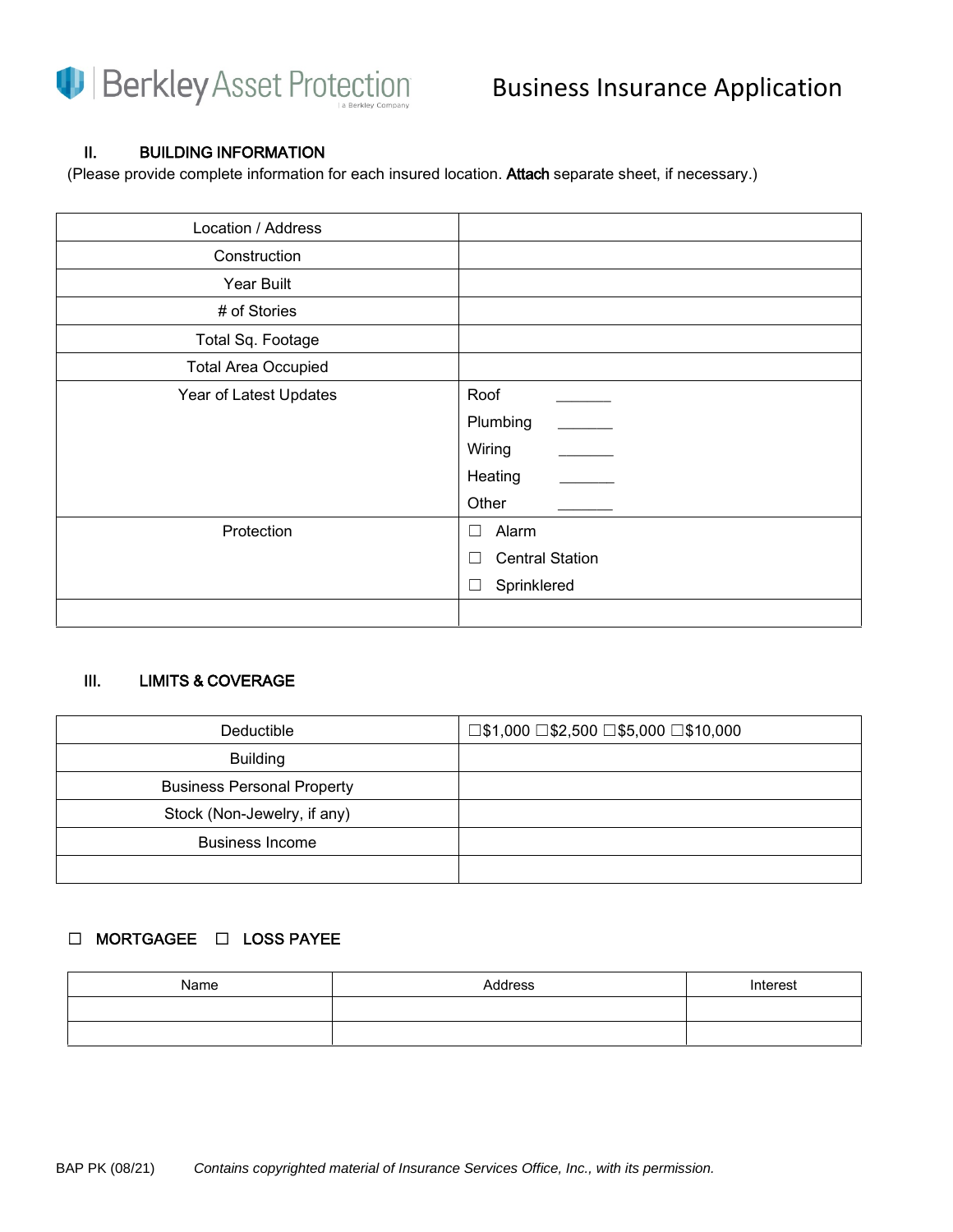Berkley Asset Protection | a Berkley Company

# Business Insurance Application

## II. BUILDING INFORMATION

(Please provide complete information for each insured location. **Attach** separate sheet, if necessary.)

| | |
|---|---|
| Location / Address | |
| Construction | |
| Year Built | |
| # of Stories | |
| Total Sq. Footage | |
| Total Area Occupied | |
| Year of Latest Updates | Roof _______<br>Plumbing _______<br>Wiring _______<br>Heating _______<br>Other _______ |
| Protection | ☐ Alarm<br>☐ Central Station<br>☐ Sprinklered |
| | |

## III. LIMITS & COVERAGE

| | |
|---|---|
| Deductible | ☐$1,000 ☐$2,500 ☐$5,000 ☐$10,000 |
| Building | |
| Business Personal Property | |
| Stock (Non-Jewelry, if any) | |
| Business Income | |
| | |

**☐ MORTGAGEE ☐ LOSS PAYEE**

| Name | Address | Interest |
|---|---|---|
| | | |
| | | |

BAP PK (08/21) *Contains copyrighted material of Insurance Services Office, Inc., with its permission.*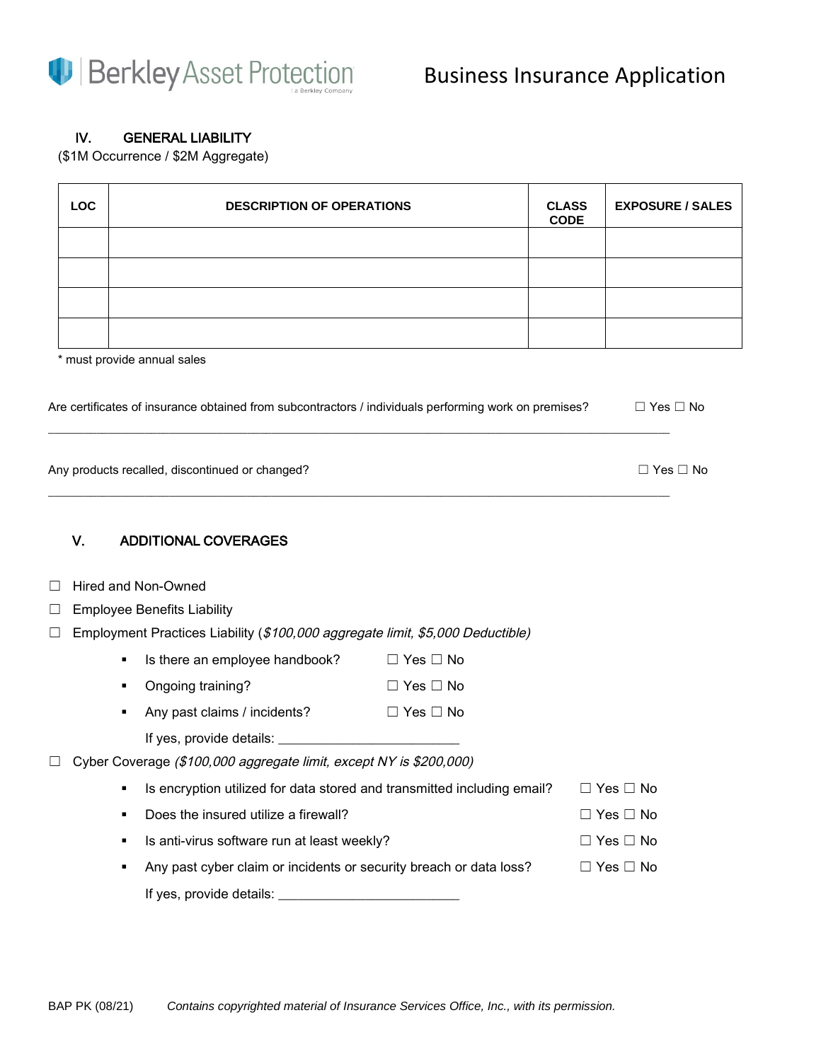Berkley Asset Protection | a Berkley Company

# Business Insurance Application

## IV. GENERAL LIABILITY

($1M Occurrence / $2M Aggregate)

| LOC | DESCRIPTION OF OPERATIONS | CLASS CODE | EXPOSURE / SALES |
|---|---|---|---|
| | | | |
| | | | |
| | | | |
| | | | |

* must provide annual sales

Are certificates of insurance obtained from subcontractors / individuals performing work on premises? ☐ Yes ☐ No

______________________________________________________________________________________

Any products recalled, discontinued or changed? ☐ Yes ☐ No

______________________________________________________________________________________

## V. ADDITIONAL COVERAGES

☐ Hired and Non-Owned

☐ Employee Benefits Liability

☐ Employment Practices Liability (*$100,000 aggregate limit, $5,000 Deductible)*

- Is there an employee handbook? ☐ Yes ☐ No
- Ongoing training? ☐ Yes ☐ No
- Any past claims / incidents? ☐ Yes ☐ No

  If yes, provide details: ________________________

☐ Cyber Coverage *($100,000 aggregate limit, except NY is $200,000)*

- Is encryption utilized for data stored and transmitted including email? ☐ Yes ☐ No
- Does the insured utilize a firewall? ☐ Yes ☐ No
- Is anti-virus software run at least weekly? ☐ Yes ☐ No
- Any past cyber claim or incidents or security breach or data loss? ☐ Yes ☐ No

  If yes, provide details: ________________________

BAP PK (08/21) *Contains copyrighted material of Insurance Services Office, Inc., with its permission.*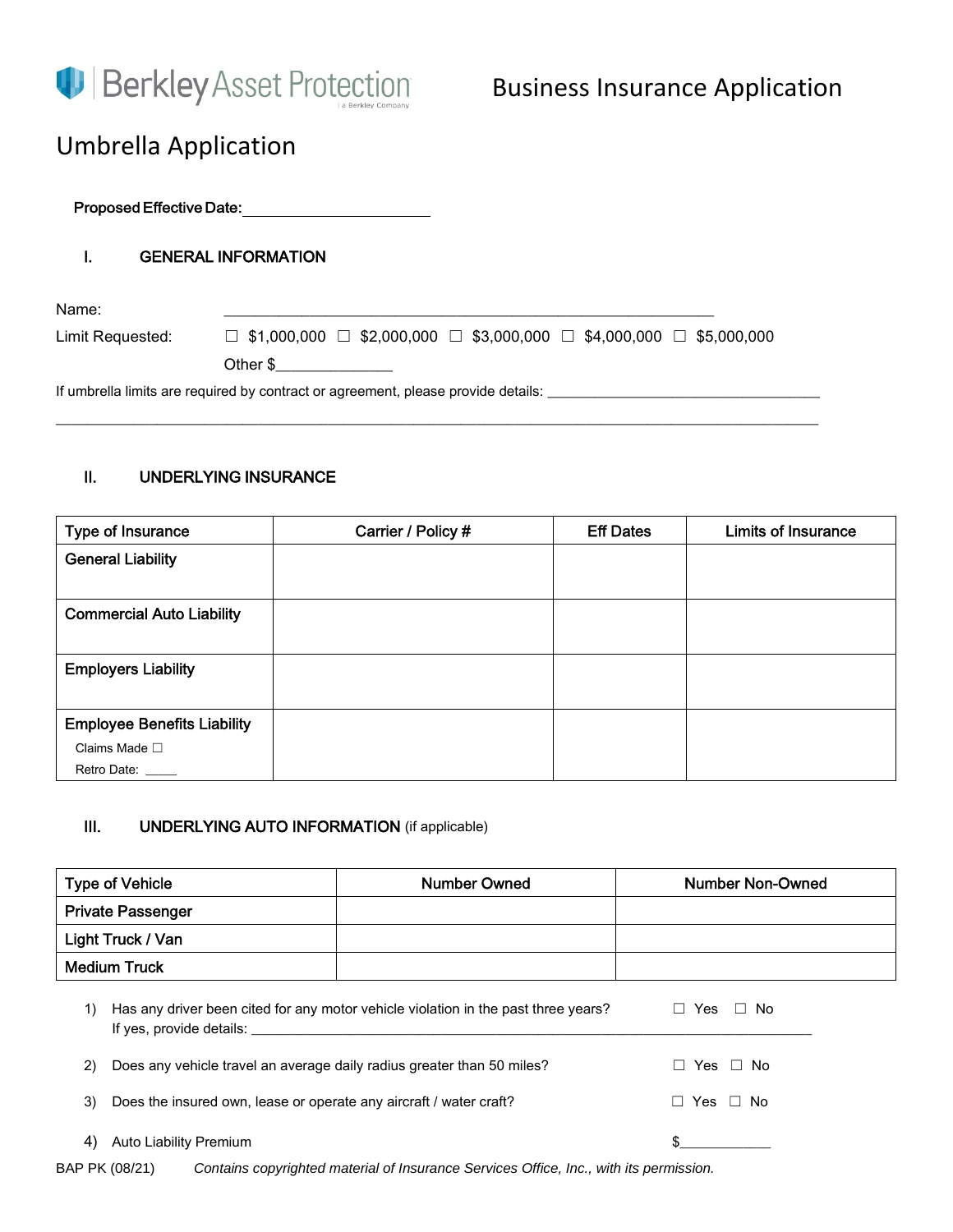Berkley Asset Protection

Business Insurance Application

# Umbrella Application

**Proposed Effective Date:** ______________________

## I. GENERAL INFORMATION

Name: ____________________________________________________________

Limit Requested: ☐ $1,000,000 ☐ $2,000,000 ☐ $3,000,000 ☐ $4,000,000 ☐ $5,000,000

Other $______________

If umbrella limits are required by contract or agreement, please provide details: ___________________________________

_______________________________________________________________________________________________

## II. UNDERLYING INSURANCE

| Type of Insurance | Carrier / Policy # | Eff Dates | Limits of Insurance |
|---|---|---|---|
| General Liability | | | |
| Commercial Auto Liability | | | |
| Employers Liability | | | |
| Employee Benefits Liability<br>Claims Made ☐<br>Retro Date: _____ | | | |

## III. UNDERLYING AUTO INFORMATION (if applicable)

| Type of Vehicle | Number Owned | Number Non-Owned |
|---|---|---|
| Private Passenger | | |
| Light Truck / Van | | |
| Medium Truck | | |

1) Has any driver been cited for any motor vehicle violation in the past three years? ☐ Yes ☐ No
   If yes, provide details: ______________________________________________________________

2) Does any vehicle travel an average daily radius greater than 50 miles? ☐ Yes ☐ No

3) Does the insured own, lease or operate any aircraft / water craft? ☐ Yes ☐ No

4) Auto Liability Premium $____________

BAP PK (08/21) *Contains copyrighted material of Insurance Services Office, Inc., with its permission.*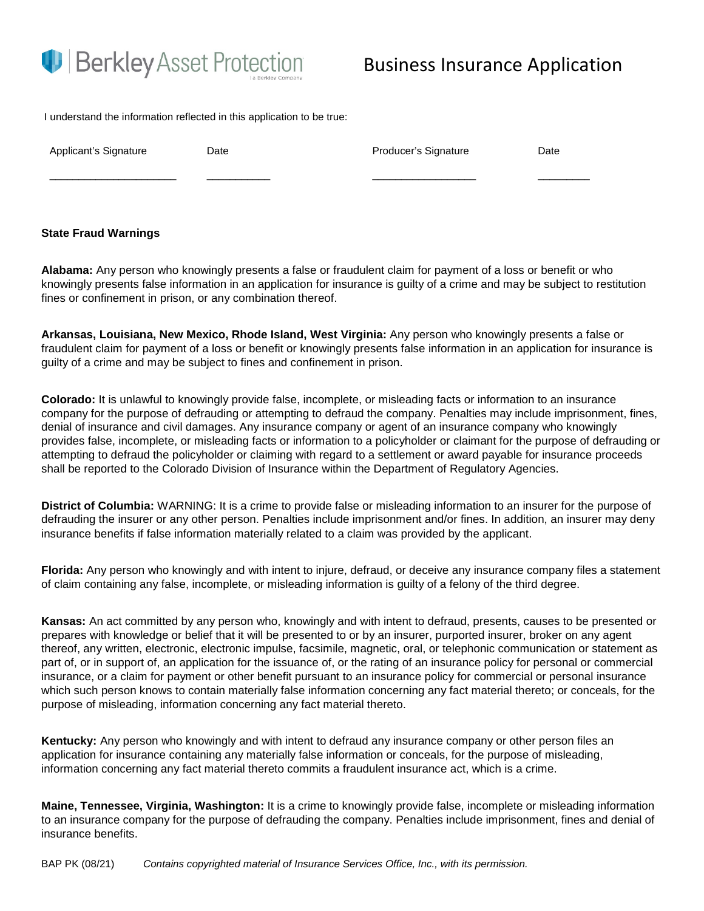Berkley Asset Protection

# Business Insurance Application

I understand the information reflected in this application to be true:

| Applicant's Signature | Date | Producer's Signature | Date |
|---|---|---|---|
| ______________________ | ___________ | __________________ | _________ |

**State Fraud Warnings**

**Alabama:** Any person who knowingly presents a false or fraudulent claim for payment of a loss or benefit or who knowingly presents false information in an application for insurance is guilty of a crime and may be subject to restitution fines or confinement in prison, or any combination thereof.

**Arkansas, Louisiana, New Mexico, Rhode Island, West Virginia:** Any person who knowingly presents a false or fraudulent claim for payment of a loss or benefit or knowingly presents false information in an application for insurance is guilty of a crime and may be subject to fines and confinement in prison.

**Colorado:** It is unlawful to knowingly provide false, incomplete, or misleading facts or information to an insurance company for the purpose of defrauding or attempting to defraud the company. Penalties may include imprisonment, fines, denial of insurance and civil damages. Any insurance company or agent of an insurance company who knowingly provides false, incomplete, or misleading facts or information to a policyholder or claimant for the purpose of defrauding or attempting to defraud the policyholder or claiming with regard to a settlement or award payable for insurance proceeds shall be reported to the Colorado Division of Insurance within the Department of Regulatory Agencies.

**District of Columbia:** WARNING: It is a crime to provide false or misleading information to an insurer for the purpose of defrauding the insurer or any other person. Penalties include imprisonment and/or fines. In addition, an insurer may deny insurance benefits if false information materially related to a claim was provided by the applicant.

**Florida:** Any person who knowingly and with intent to injure, defraud, or deceive any insurance company files a statement of claim containing any false, incomplete, or misleading information is guilty of a felony of the third degree.

**Kansas:** An act committed by any person who, knowingly and with intent to defraud, presents, causes to be presented or prepares with knowledge or belief that it will be presented to or by an insurer, purported insurer, broker on any agent thereof, any written, electronic, electronic impulse, facsimile, magnetic, oral, or telephonic communication or statement as part of, or in support of, an application for the issuance of, or the rating of an insurance policy for personal or commercial insurance, or a claim for payment or other benefit pursuant to an insurance policy for commercial or personal insurance which such person knows to contain materially false information concerning any fact material thereto; or conceals, for the purpose of misleading, information concerning any fact material thereto.

**Kentucky:** Any person who knowingly and with intent to defraud any insurance company or other person files an application for insurance containing any materially false information or conceals, for the purpose of misleading, information concerning any fact material thereto commits a fraudulent insurance act, which is a crime.

**Maine, Tennessee, Virginia, Washington:** It is a crime to knowingly provide false, incomplete or misleading information to an insurance company for the purpose of defrauding the company. Penalties include imprisonment, fines and denial of insurance benefits.

BAP PK (08/21) *Contains copyrighted material of Insurance Services Office, Inc., with its permission.*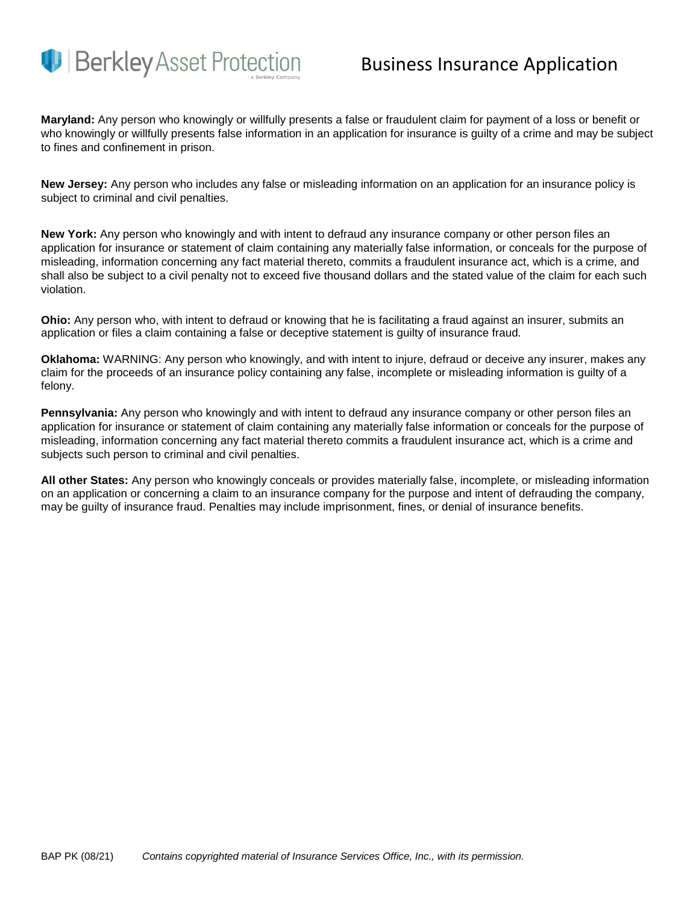**Maryland:** Any person who knowingly or willfully presents a false or fraudulent claim for payment of a loss or benefit or who knowingly or willfully presents false information in an application for insurance is guilty of a crime and may be subject to fines and confinement in prison.

**New Jersey:** Any person who includes any false or misleading information on an application for an insurance policy is subject to criminal and civil penalties.

**New York:** Any person who knowingly and with intent to defraud any insurance company or other person files an application for insurance or statement of claim containing any materially false information, or conceals for the purpose of misleading, information concerning any fact material thereto, commits a fraudulent insurance act, which is a crime, and shall also be subject to a civil penalty not to exceed five thousand dollars and the stated value of the claim for each such violation.

**Ohio:** Any person who, with intent to defraud or knowing that he is facilitating a fraud against an insurer, submits an application or files a claim containing a false or deceptive statement is guilty of insurance fraud.

**Oklahoma:** WARNING: Any person who knowingly, and with intent to injure, defraud or deceive any insurer, makes any claim for the proceeds of an insurance policy containing any false, incomplete or misleading information is guilty of a felony.

**Pennsylvania:** Any person who knowingly and with intent to defraud any insurance company or other person files an application for insurance or statement of claim containing any materially false information or conceals for the purpose of misleading, information concerning any fact material thereto commits a fraudulent insurance act, which is a crime and subjects such person to criminal and civil penalties.

**All other States:** Any person who knowingly conceals or provides materially false, incomplete, or misleading information on an application or concerning a claim to an insurance company for the purpose and intent of defrauding the company, may be guilty of insurance fraud. Penalties may include imprisonment, fines, or denial of insurance benefits.

BAP PK (08/21) *Contains copyrighted material of Insurance Services Office, Inc., with its permission.*